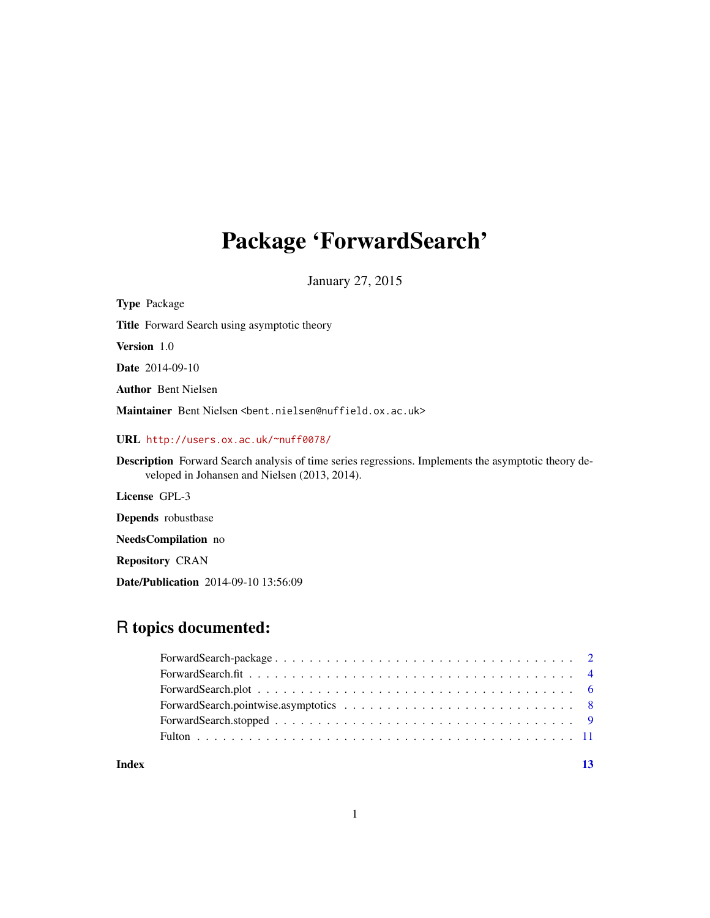# Package 'ForwardSearch'

January 27, 2015

**Type** Package

**Title** Forward Search using asymptotic theory

**Version** 1.0

**Date** 2014-09-10

**Author** Bent Nielsen

**Maintainer** Bent Nielsen <bent.nielsen@nuffield.ox.ac.uk>

**URL** http://users.ox.ac.uk/~nuff0078/

**Description** Forward Search analysis of time series regressions. Implements the asymptotic theory developed in Johansen and Nielsen (2013, 2014).

**License** GPL-3

**Depends** robustbase

**NeedsCompilation** no

**Repository** CRAN

**Date/Publication** 2014-09-10 13:56:09

## R topics documented:

- ForwardSearch-package . . . . . . . . . . . . . . . . . . . . . . . . . . . . . . . . . . . 2
- ForwardSearch.fit . . . . . . . . . . . . . . . . . . . . . . . . . . . . . . . . . . . . . . 4
- ForwardSearch.plot . . . . . . . . . . . . . . . . . . . . . . . . . . . . . . . . . . . . . 6
- ForwardSearch.pointwise.asymptotics . . . . . . . . . . . . . . . . . . . . . . . . . . 8
- ForwardSearch.stopped . . . . . . . . . . . . . . . . . . . . . . . . . . . . . . . . . . . 9
- Fulton . . . . . . . . . . . . . . . . . . . . . . . . . . . . . . . . . . . . . . . . . . . . 11

**Index** **13**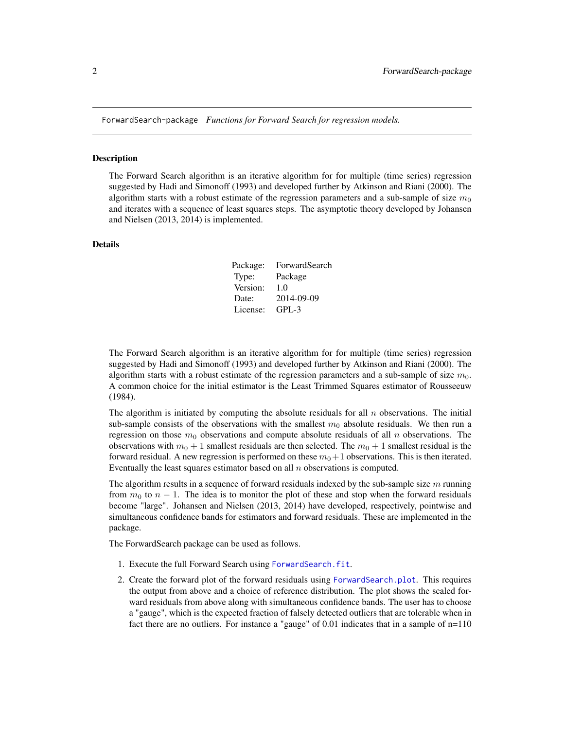`ForwardSearch-package` *Functions for Forward Search for regression models.*

### Description

The Forward Search algorithm is an iterative algorithm for for multiple (time series) regression suggested by Hadi and Simonoff (1993) and developed further by Atkinson and Riani (2000). The algorithm starts with a robust estimate of the regression parameters and a sub-sample of size $m_0$ and iterates with a sequence of least squares steps. The asymptotic theory developed by Johansen and Nielsen (2013, 2014) is implemented.

### Details

| | |
|---|---|
| Package: | ForwardSearch |
| Type: | Package |
| Version: | 1.0 |
| Date: | 2014-09-09 |
| License: | GPL-3 |

The Forward Search algorithm is an iterative algorithm for for multiple (time series) regression suggested by Hadi and Simonoff (1993) and developed further by Atkinson and Riani (2000). The algorithm starts with a robust estimate of the regression parameters and a sub-sample of size $m_0$. A common choice for the initial estimator is the Least Trimmed Squares estimator of Rousseeuw (1984).

The algorithm is initiated by computing the absolute residuals for all $n$ observations. The initial sub-sample consists of the observations with the smallest $m_0$ absolute residuals. We then run a regression on those $m_0$ observations and compute absolute residuals of all $n$ observations. The observations with $m_0 + 1$ smallest residuals are then selected. The $m_0 + 1$ smallest residual is the forward residual. A new regression is performed on these $m_0 + 1$ observations. This is then iterated. Eventually the least squares estimator based on all $n$ observations is computed.

The algorithm results in a sequence of forward residuals indexed by the sub-sample size $m$ running from $m_0$ to $n - 1$. The idea is to monitor the plot of these and stop when the forward residuals become "large". Johansen and Nielsen (2013, 2014) have developed, respectively, pointwise and simultaneous confidence bands for estimators and forward residuals. These are implemented in the package.

The ForwardSearch package can be used as follows.

1. Execute the full Forward Search using `ForwardSearch.fit`.
2. Create the forward plot of the forward residuals using `ForwardSearch.plot`. This requires the output from above and a choice of reference distribution. The plot shows the scaled forward residuals from above along with simultaneous confidence bands. The user has to choose a "gauge", which is the expected fraction of falsely detected outliers that are tolerable when in fact there are no outliers. For instance a "gauge" of 0.01 indicates that in a sample of n=110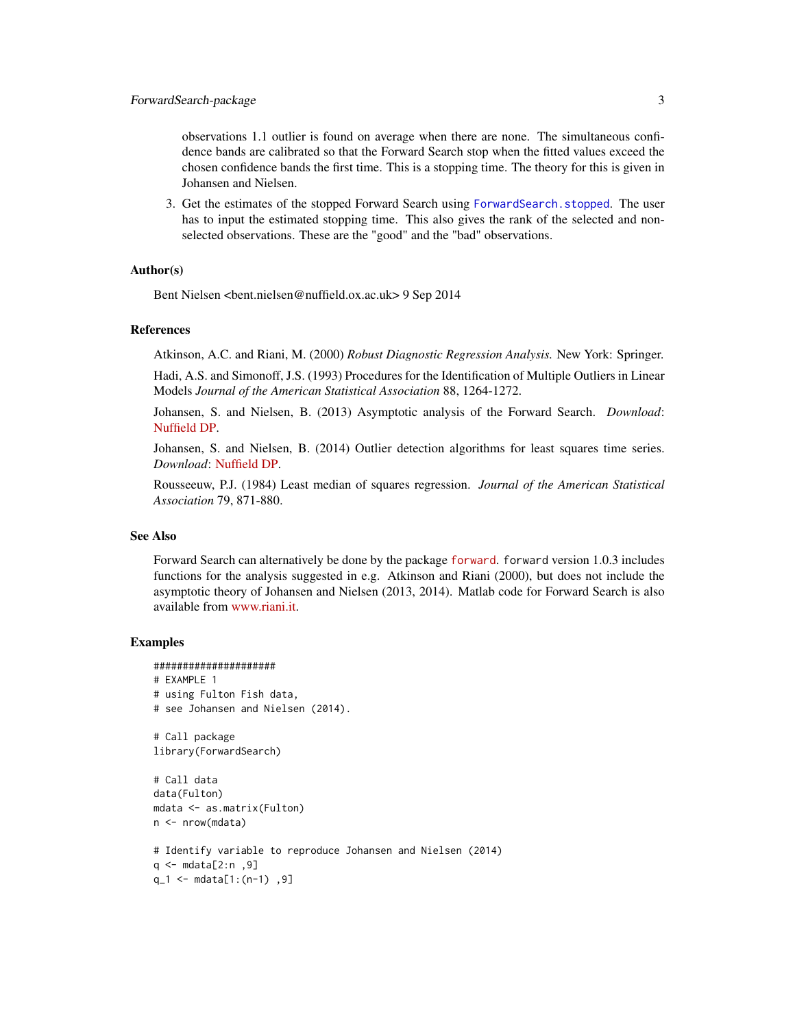observations 1.1 outlier is found on average when there are none. The simultaneous confidence bands are calibrated so that the Forward Search stop when the fitted values exceed the chosen confidence bands the first time. This is a stopping time. The theory for this is given in Johansen and Nielsen.

3. Get the estimates of the stopped Forward Search using `ForwardSearch.stopped`. The user has to input the estimated stopping time. This also gives the rank of the selected and non-selected observations. These are the "good" and the "bad" observations.

### Author(s)

Bent Nielsen <bent.nielsen@nuffield.ox.ac.uk> 9 Sep 2014

### References

Atkinson, A.C. and Riani, M. (2000) *Robust Diagnostic Regression Analysis.* New York: Springer.

Hadi, A.S. and Simonoff, J.S. (1993) Procedures for the Identification of Multiple Outliers in Linear Models *Journal of the American Statistical Association* 88, 1264-1272.

Johansen, S. and Nielsen, B. (2013) Asymptotic analysis of the Forward Search. *Download*: Nuffield DP.

Johansen, S. and Nielsen, B. (2014) Outlier detection algorithms for least squares time series. *Download*: Nuffield DP.

Rousseeuw, P.J. (1984) Least median of squares regression. *Journal of the American Statistical Association* 79, 871-880.

### See Also

Forward Search can alternatively be done by the package `forward`. `forward` version 1.0.3 includes functions for the analysis suggested in e.g. Atkinson and Riani (2000), but does not include the asymptotic theory of Johansen and Nielsen (2013, 2014). Matlab code for Forward Search is also available from www.riani.it.

### Examples

```
#####################
# EXAMPLE 1
# using Fulton Fish data,
# see Johansen and Nielsen (2014).

# Call package
library(ForwardSearch)

# Call data
data(Fulton)
mdata <- as.matrix(Fulton)
n <- nrow(mdata)

# Identify variable to reproduce Johansen and Nielsen (2014)
q <- mdata[2:n ,9]
q_1 <- mdata[1:(n-1) ,9]
```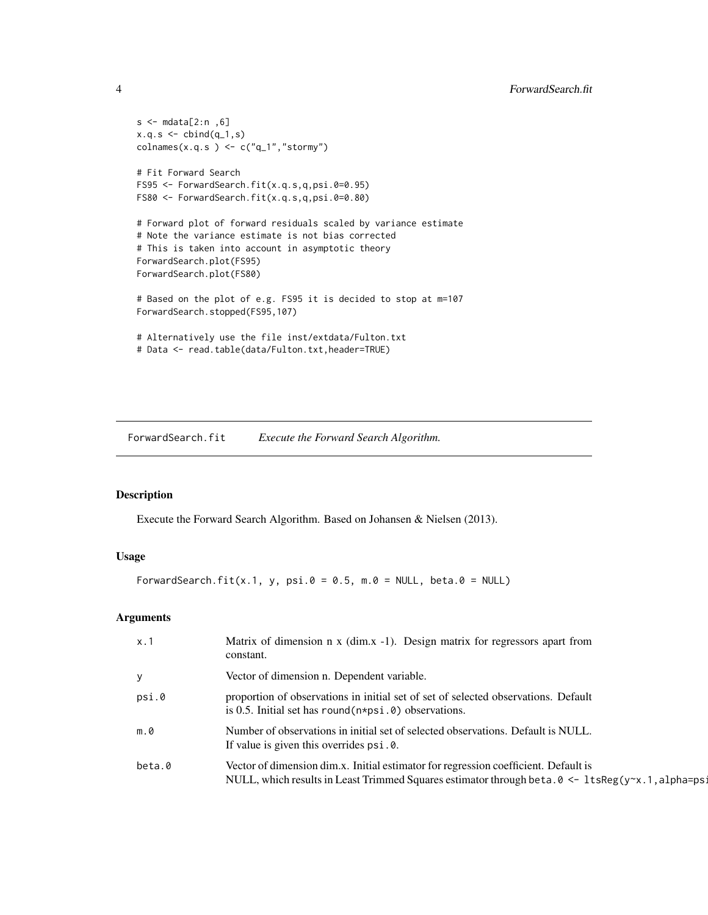```
s <- mdata[2:n ,6]
x.q.s <- cbind(q_1,s)
colnames(x.q.s ) <- c("q_1","stormy")

# Fit Forward Search
FS95 <- ForwardSearch.fit(x.q.s,q,psi.0=0.95)
FS80 <- ForwardSearch.fit(x.q.s,q,psi.0=0.80)

# Forward plot of forward residuals scaled by variance estimate
# Note the variance estimate is not bias corrected
# This is taken into account in asymptotic theory
ForwardSearch.plot(FS95)
ForwardSearch.plot(FS80)

# Based on the plot of e.g. FS95 it is decided to stop at m=107
ForwardSearch.stopped(FS95,107)

# Alternatively use the file inst/extdata/Fulton.txt
# Data <- read.table(data/Fulton.txt,header=TRUE)
```

## ForwardSearch.fit *Execute the Forward Search Algorithm.*

### Description

Execute the Forward Search Algorithm. Based on Johansen & Nielsen (2013).

### Usage

```
ForwardSearch.fit(x.1, y, psi.0 = 0.5, m.0 = NULL, beta.0 = NULL)
```

### Arguments

| | |
|---|---|
| `x.1` | Matrix of dimension n x (dim.x -1). Design matrix for regressors apart from constant. |
| `y` | Vector of dimension n. Dependent variable. |
| `psi.0` | proportion of observations in initial set of set of selected observations. Default is 0.5. Initial set has `round(n*psi.0)` observations. |
| `m.0` | Number of observations in initial set of selected observations. Default is NULL. If value is given this overrides `psi.0`. |
| `beta.0` | Vector of dimension dim.x. Initial estimator for regression coefficient. Default is NULL, which results in Least Trimmed Squares estimator through `beta.0 <- ltsReg(y~x.1,alpha=psi` |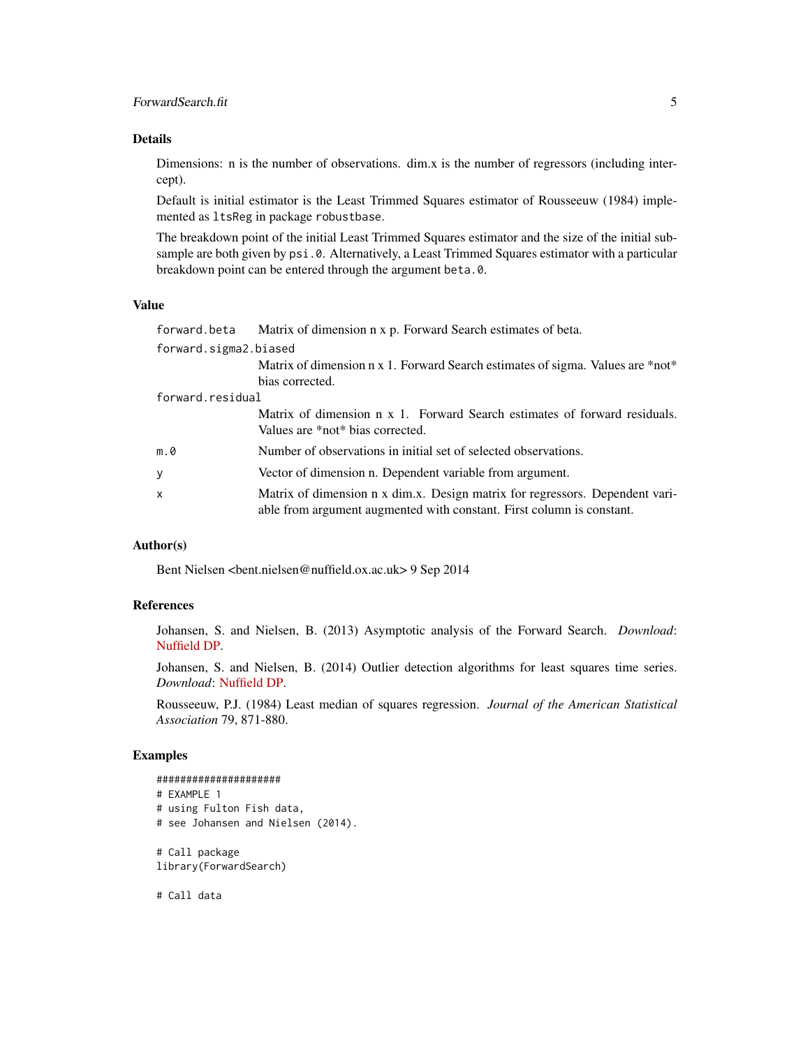### Details

Dimensions: n is the number of observations. dim.x is the number of regressors (including intercept).

Default is initial estimator is the Least Trimmed Squares estimator of Rousseeuw (1984) implemented as `ltsReg` in package `robustbase`.

The breakdown point of the initial Least Trimmed Squares estimator and the size of the initial subsample are both given by `psi.0`. Alternatively, a Least Trimmed Squares estimator with a particular breakdown point can be entered through the argument `beta.0`.

### Value

| | |
|---|---|
| `forward.beta` | Matrix of dimension n x p. Forward Search estimates of beta. |
| `forward.sigma2.biased` | Matrix of dimension n x 1. Forward Search estimates of sigma. Values are *not* bias corrected. |
| `forward.residual` | Matrix of dimension n x 1. Forward Search estimates of forward residuals. Values are *not* bias corrected. |
| `m.0` | Number of observations in initial set of selected observations. |
| `y` | Vector of dimension n. Dependent variable from argument. |
| `x` | Matrix of dimension n x dim.x. Design matrix for regressors. Dependent variable from argument augmented with constant. First column is constant. |

### Author(s)

Bent Nielsen <bent.nielsen@nuffield.ox.ac.uk> 9 Sep 2014

### References

Johansen, S. and Nielsen, B. (2013) Asymptotic analysis of the Forward Search. *Download*: Nuffield DP.

Johansen, S. and Nielsen, B. (2014) Outlier detection algorithms for least squares time series. *Download*: Nuffield DP.

Rousseeuw, P.J. (1984) Least median of squares regression. *Journal of the American Statistical Association* 79, 871-880.

### Examples

```
#####################
# EXAMPLE 1
# using Fulton Fish data,
# see Johansen and Nielsen (2014).

# Call package
library(ForwardSearch)

# Call data
```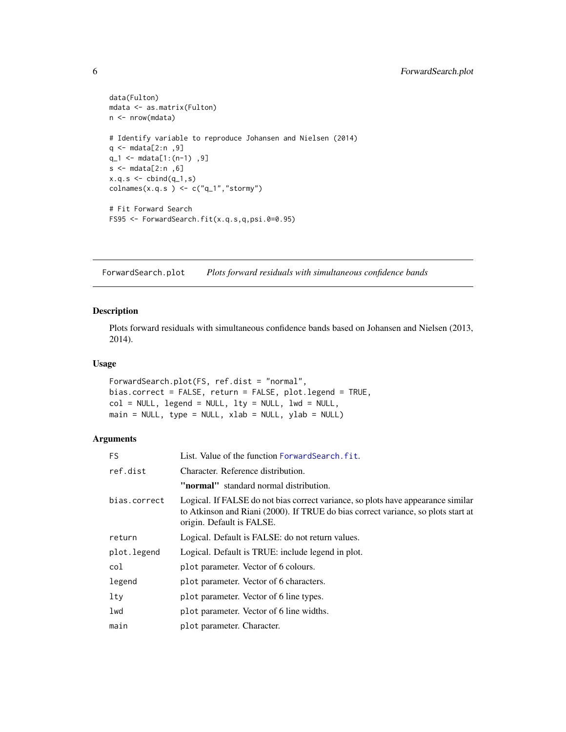```
data(Fulton)
mdata <- as.matrix(Fulton)
n <- nrow(mdata)

# Identify variable to reproduce Johansen and Nielsen (2014)
q <- mdata[2:n ,9]
q_1 <- mdata[1:(n-1) ,9]
s <- mdata[2:n ,6]
x.q.s <- cbind(q_1,s)
colnames(x.q.s ) <- c("q_1","stormy")

# Fit Forward Search
FS95 <- ForwardSearch.fit(x.q.s,q,psi.0=0.95)
```

## ForwardSearch.plot &nbsp;&nbsp;&nbsp; *Plots forward residuals with simultaneous confidence bands*

### Description

Plots forward residuals with simultaneous confidence bands based on Johansen and Nielsen (2013, 2014).

### Usage

```
ForwardSearch.plot(FS, ref.dist = "normal",
bias.correct = FALSE, return = FALSE, plot.legend = TRUE,
col = NULL, legend = NULL, lty = NULL, lwd = NULL,
main = NULL, type = NULL, xlab = NULL, ylab = NULL)
```

### Arguments

| | |
|---|---|
| FS | List. Value of the function ForwardSearch.fit. |
| ref.dist | Character. Reference distribution.<br>**"normal"** standard normal distribution. |
| bias.correct | Logical. If FALSE do not bias correct variance, so plots have appearance similar to Atkinson and Riani (2000). If TRUE do bias correct variance, so plots start at origin. Default is FALSE. |
| return | Logical. Default is FALSE: do not return values. |
| plot.legend | Logical. Default is TRUE: include legend in plot. |
| col | plot parameter. Vector of 6 colours. |
| legend | plot parameter. Vector of 6 characters. |
| lty | plot parameter. Vector of 6 line types. |
| lwd | plot parameter. Vector of 6 line widths. |
| main | plot parameter. Character. |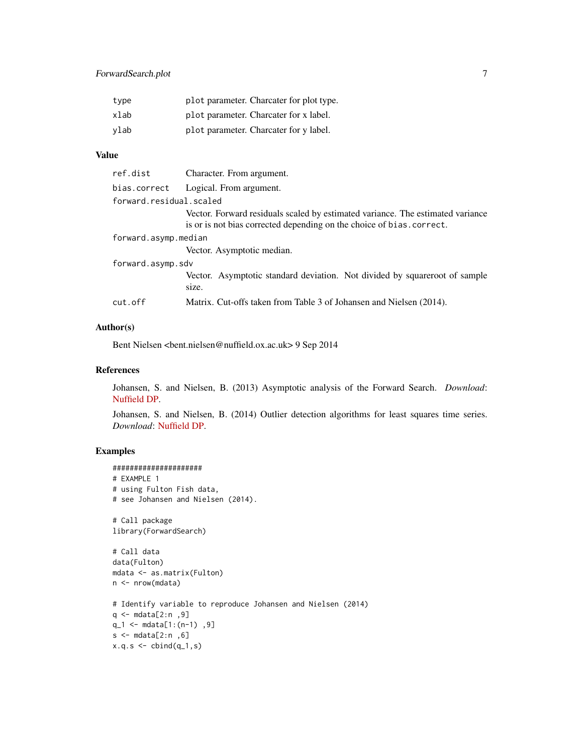| | |
|---|---|
| type | plot parameter. Charcater for plot type. |
| xlab | plot parameter. Charcater for x label. |
| ylab | plot parameter. Charcater for y label. |

### Value

| | |
|---|---|
| ref.dist | Character. From argument. |
| bias.correct | Logical. From argument. |
| forward.residual.scaled | Vector. Forward residuals scaled by estimated variance. The estimated variance is or is not bias corrected depending on the choice of bias.correct. |
| forward.asymp.median | Vector. Asymptotic median. |
| forward.asymp.sdv | Vector. Asymptotic standard deviation. Not divided by squareroot of sample size. |
| cut.off | Matrix. Cut-offs taken from Table 3 of Johansen and Nielsen (2014). |

### Author(s)

Bent Nielsen <bent.nielsen@nuffield.ox.ac.uk> 9 Sep 2014

### References

Johansen, S. and Nielsen, B. (2013) Asymptotic analysis of the Forward Search. *Download*: Nuffield DP.

Johansen, S. and Nielsen, B. (2014) Outlier detection algorithms for least squares time series. *Download*: Nuffield DP.

### Examples

```
#####################
# EXAMPLE 1
# using Fulton Fish data,
# see Johansen and Nielsen (2014).

# Call package
library(ForwardSearch)

# Call data
data(Fulton)
mdata <- as.matrix(Fulton)
n <- nrow(mdata)

# Identify variable to reproduce Johansen and Nielsen (2014)
q <- mdata[2:n ,9]
q_1 <- mdata[1:(n-1) ,9]
s <- mdata[2:n ,6]
x.q.s <- cbind(q_1,s)
```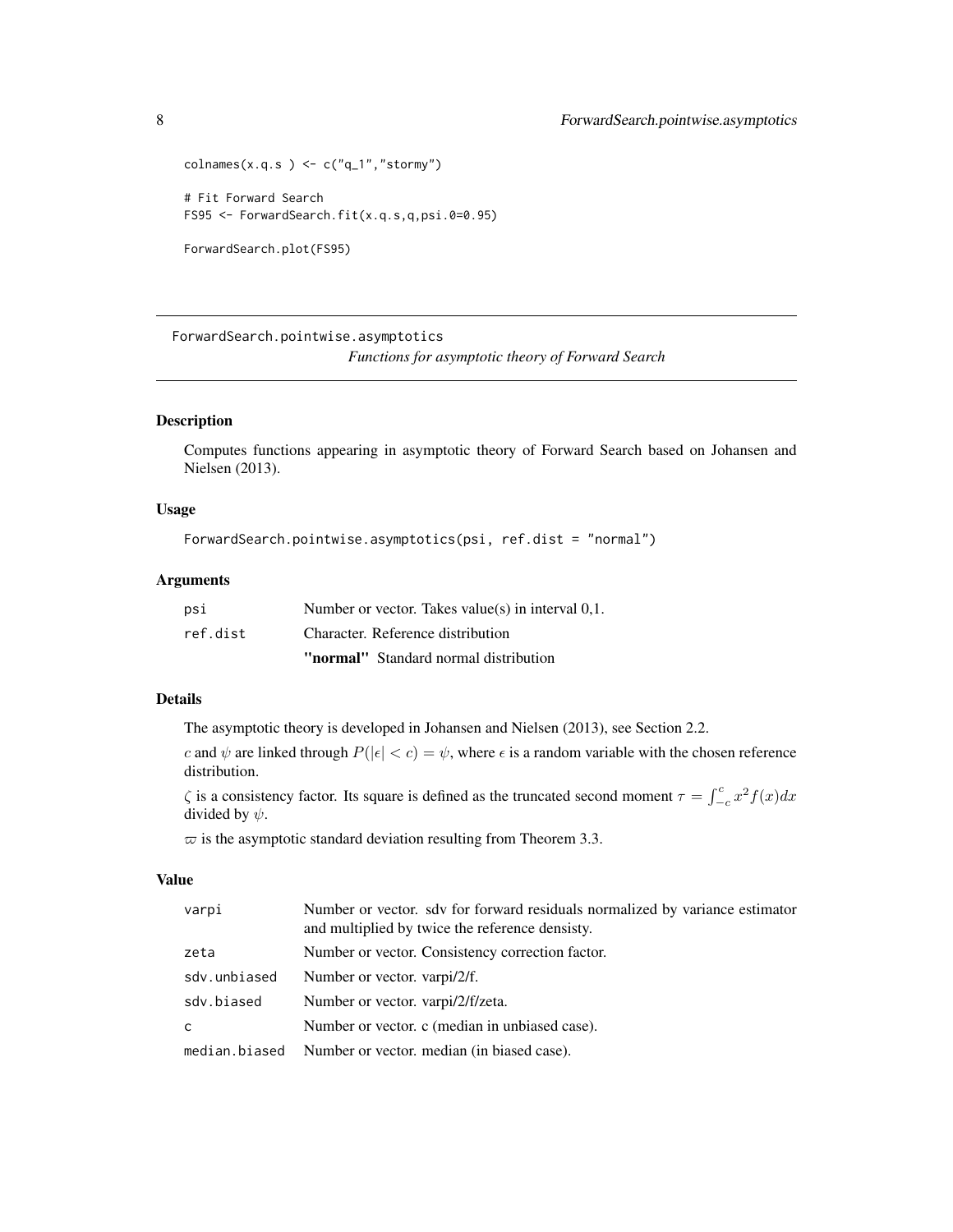```
colnames(x.q.s ) <- c("q_1","stormy")

# Fit Forward Search
FS95 <- ForwardSearch.fit(x.q.s,q,psi.0=0.95)

ForwardSearch.plot(FS95)
```

---

## ForwardSearch.pointwise.asymptotics

*Functions for asymptotic theory of Forward Search*

---

### Description

Computes functions appearing in asymptotic theory of Forward Search based on Johansen and Nielsen (2013).

### Usage

```
ForwardSearch.pointwise.asymptotics(psi, ref.dist = "normal")
```

### Arguments

| | |
|---|---|
| `psi` | Number or vector. Takes value(s) in interval 0,1. |
| `ref.dist` | Character. Reference distribution |
| | **"normal"** Standard normal distribution |

### Details

The asymptotic theory is developed in Johansen and Nielsen (2013), see Section 2.2.

$c$ and $\psi$ are linked through $P(|\epsilon| < c) = \psi$, where $\epsilon$ is a random variable with the chosen reference distribution.

$\zeta$ is a consistency factor. Its square is defined as the truncated second moment $\tau = \int_{-c}^{c} x^2 f(x)dx$ divided by $\psi$.

$\varpi$ is the asymptotic standard deviation resulting from Theorem 3.3.

### Value

| | |
|---|---|
| `varpi` | Number or vector. sdv for forward residuals normalized by variance estimator and multiplied by twice the reference densisty. |
| `zeta` | Number or vector. Consistency correction factor. |
| `sdv.unbiased` | Number or vector. varpi/2/f. |
| `sdv.biased` | Number or vector. varpi/2/f/zeta. |
| `c` | Number or vector. c (median in unbiased case). |
| `median.biased` | Number or vector. median (in biased case). |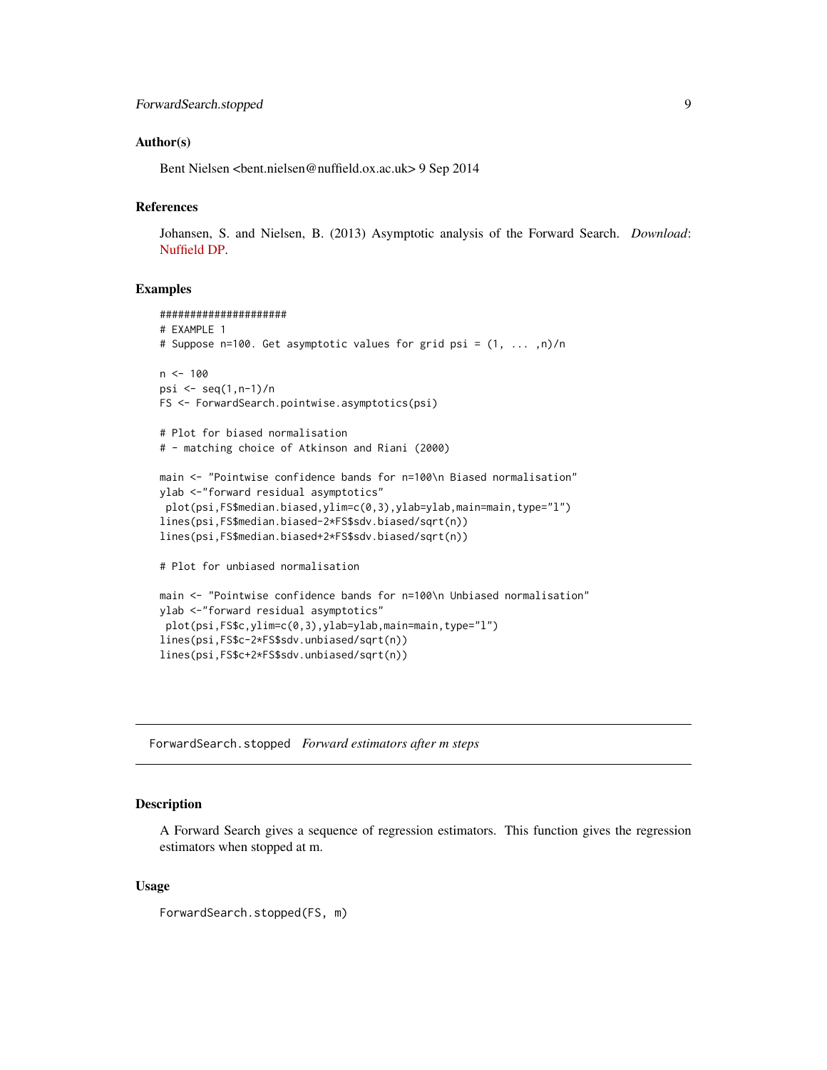### Author(s)

Bent Nielsen <bent.nielsen@nuffield.ox.ac.uk> 9 Sep 2014

### References

Johansen, S. and Nielsen, B. (2013) Asymptotic analysis of the Forward Search. *Download*: Nuffield DP.

### Examples

```
####################
# EXAMPLE 1
# Suppose n=100. Get asymptotic values for grid psi = (1, ... ,n)/n

n <- 100
psi <- seq(1,n-1)/n
FS <- ForwardSearch.pointwise.asymptotics(psi)

# Plot for biased normalisation
# - matching choice of Atkinson and Riani (2000)

main <- "Pointwise confidence bands for n=100\n Biased normalisation"
ylab <-"forward residual asymptotics"
 plot(psi,FS$median.biased,ylim=c(0,3),ylab=ylab,main=main,type="l")
lines(psi,FS$median.biased-2*FS$sdv.biased/sqrt(n))
lines(psi,FS$median.biased+2*FS$sdv.biased/sqrt(n))

# Plot for unbiased normalisation

main <- "Pointwise confidence bands for n=100\n Unbiased normalisation"
ylab <-"forward residual asymptotics"
 plot(psi,FS$c,ylim=c(0,3),ylab=ylab,main=main,type="l")
lines(psi,FS$c-2*FS$sdv.unbiased/sqrt(n))
lines(psi,FS$c+2*FS$sdv.unbiased/sqrt(n))
```

---

## ForwardSearch.stopped *Forward estimators after m steps*

### Description

A Forward Search gives a sequence of regression estimators. This function gives the regression estimators when stopped at m.

### Usage

```
ForwardSearch.stopped(FS, m)
```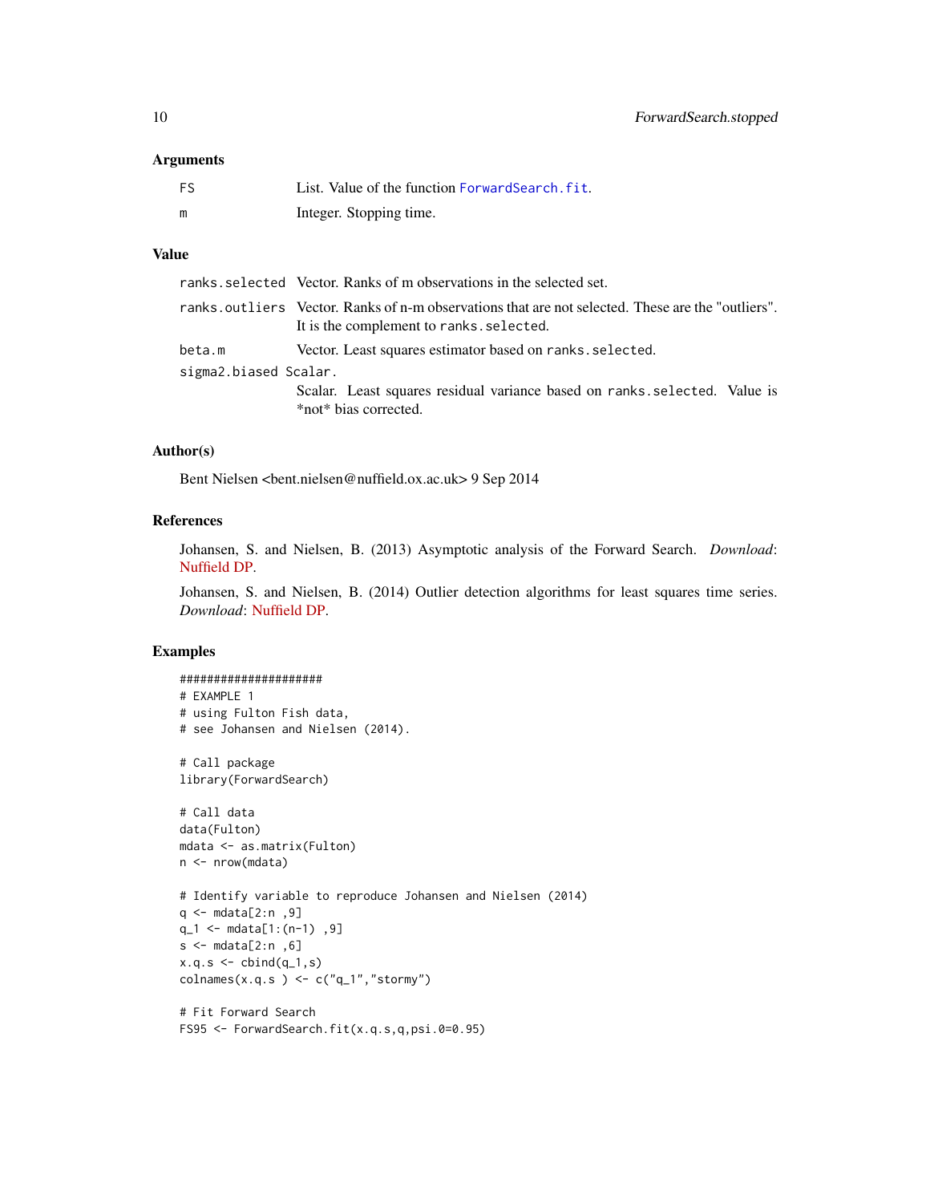### Arguments

| | |
|---|---|
| FS | List. Value of the function `ForwardSearch.fit`. |
| m | Integer. Stopping time. |

### Value

| | |
|---|---|
| ranks.selected | Vector. Ranks of m observations in the selected set. |
| ranks.outliers | Vector. Ranks of n-m observations that are not selected. These are the "outliers". It is the complement to `ranks.selected`. |
| beta.m | Vector. Least squares estimator based on `ranks.selected`. |
| sigma2.biased | Scalar. Scalar. Least squares residual variance based on `ranks.selected`. Value is *not* bias corrected. |

### Author(s)

Bent Nielsen <bent.nielsen@nuffield.ox.ac.uk> 9 Sep 2014

### References

Johansen, S. and Nielsen, B. (2013) Asymptotic analysis of the Forward Search. *Download*: Nuffield DP.

Johansen, S. and Nielsen, B. (2014) Outlier detection algorithms for least squares time series. *Download*: Nuffield DP.

### Examples

```
#####################
# EXAMPLE 1
# using Fulton Fish data,
# see Johansen and Nielsen (2014).

# Call package
library(ForwardSearch)

# Call data
data(Fulton)
mdata <- as.matrix(Fulton)
n <- nrow(mdata)

# Identify variable to reproduce Johansen and Nielsen (2014)
q <- mdata[2:n ,9]
q_1 <- mdata[1:(n-1) ,9]
s <- mdata[2:n ,6]
x.q.s <- cbind(q_1,s)
colnames(x.q.s ) <- c("q_1","stormy")

# Fit Forward Search
FS95 <- ForwardSearch.fit(x.q.s,q,psi.0=0.95)
```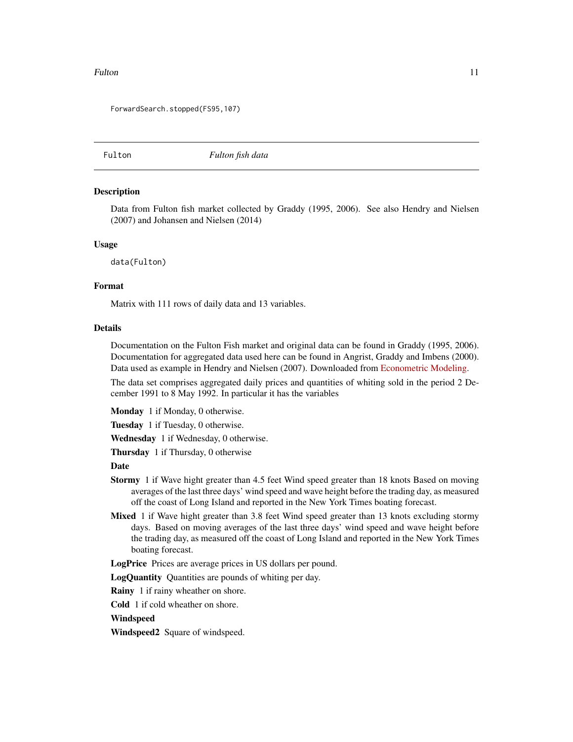```
ForwardSearch.stopped(FS95,107)
```

---

## Fulton *Fulton fish data*

---

### Description

Data from Fulton fish market collected by Graddy (1995, 2006). See also Hendry and Nielsen (2007) and Johansen and Nielsen (2014)

### Usage

```
data(Fulton)
```

### Format

Matrix with 111 rows of daily data and 13 variables.

### Details

Documentation on the Fulton Fish market and original data can be found in Graddy (1995, 2006). Documentation for aggregated data used here can be found in Angrist, Graddy and Imbens (2000). Data used as example in Hendry and Nielsen (2007). Downloaded from Econometric Modeling.

The data set comprises aggregated daily prices and quantities of whiting sold in the period 2 December 1991 to 8 May 1992. In particular it has the variables

**Monday** 1 if Monday, 0 otherwise.

**Tuesday** 1 if Tuesday, 0 otherwise.

**Wednesday** 1 if Wednesday, 0 otherwise.

**Thursday** 1 if Thursday, 0 otherwise

**Date**

**Stormy** 1 if Wave hight greater than 4.5 feet Wind speed greater than 18 knots Based on moving averages of the last three days' wind speed and wave height before the trading day, as measured off the coast of Long Island and reported in the New York Times boating forecast.

**Mixed** 1 if Wave hight greater than 3.8 feet Wind speed greater than 13 knots excluding stormy days. Based on moving averages of the last three days' wind speed and wave height before the trading day, as measured off the coast of Long Island and reported in the New York Times boating forecast.

**LogPrice** Prices are average prices in US dollars per pound.

**LogQuantity** Quantities are pounds of whiting per day.

**Rainy** 1 if rainy wheather on shore.

**Cold** 1 if cold wheather on shore.

**Windspeed**

**Windspeed2** Square of windspeed.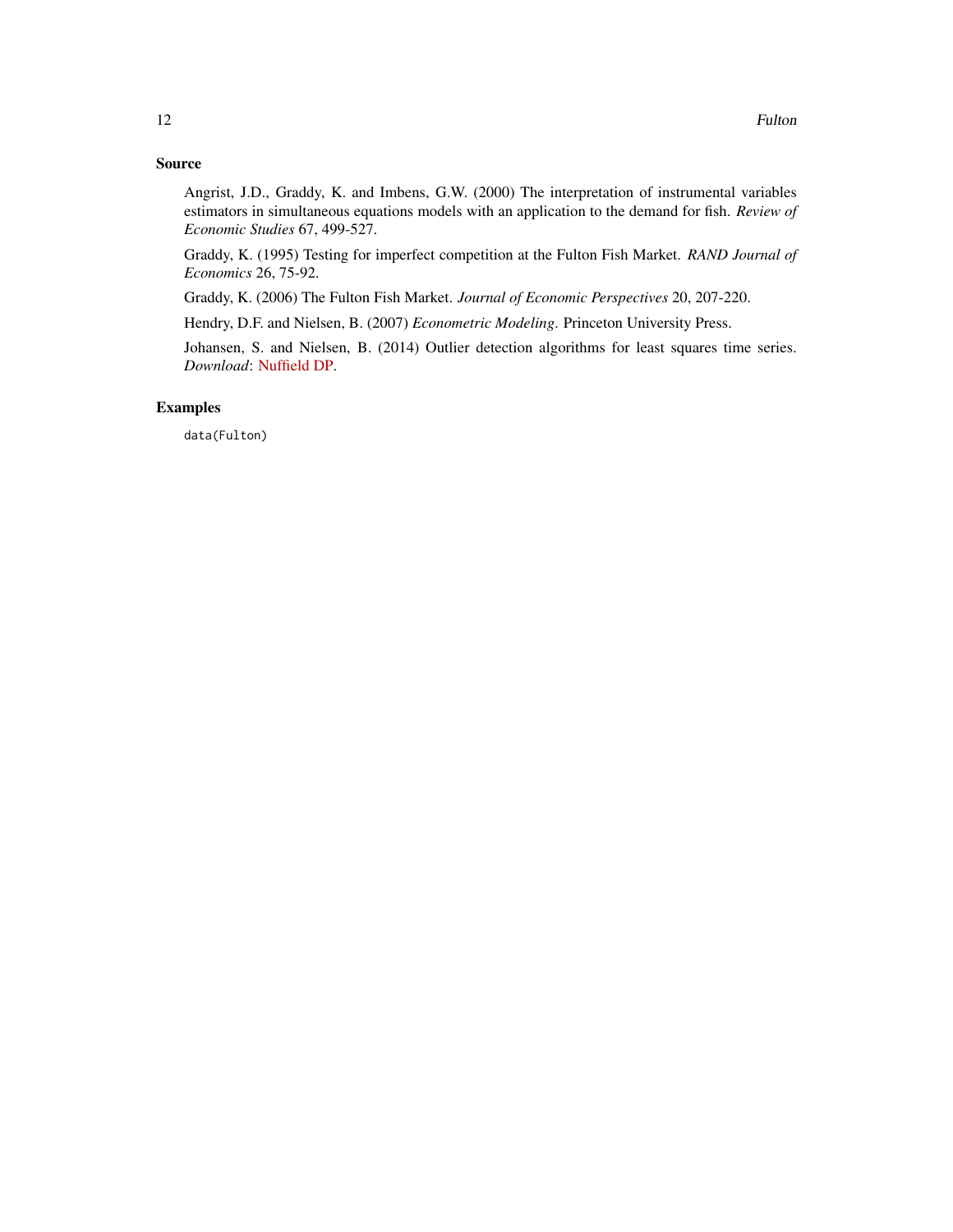### Source

Angrist, J.D., Graddy, K. and Imbens, G.W. (2000) The interpretation of instrumental variables estimators in simultaneous equations models with an application to the demand for fish. *Review of Economic Studies* 67, 499-527.

Graddy, K. (1995) Testing for imperfect competition at the Fulton Fish Market. *RAND Journal of Economics* 26, 75-92.

Graddy, K. (2006) The Fulton Fish Market. *Journal of Economic Perspectives* 20, 207-220.

Hendry, D.F. and Nielsen, B. (2007) *Econometric Modeling*. Princeton University Press.

Johansen, S. and Nielsen, B. (2014) Outlier detection algorithms for least squares time series. *Download*: Nuffield DP.

### Examples

```
data(Fulton)
```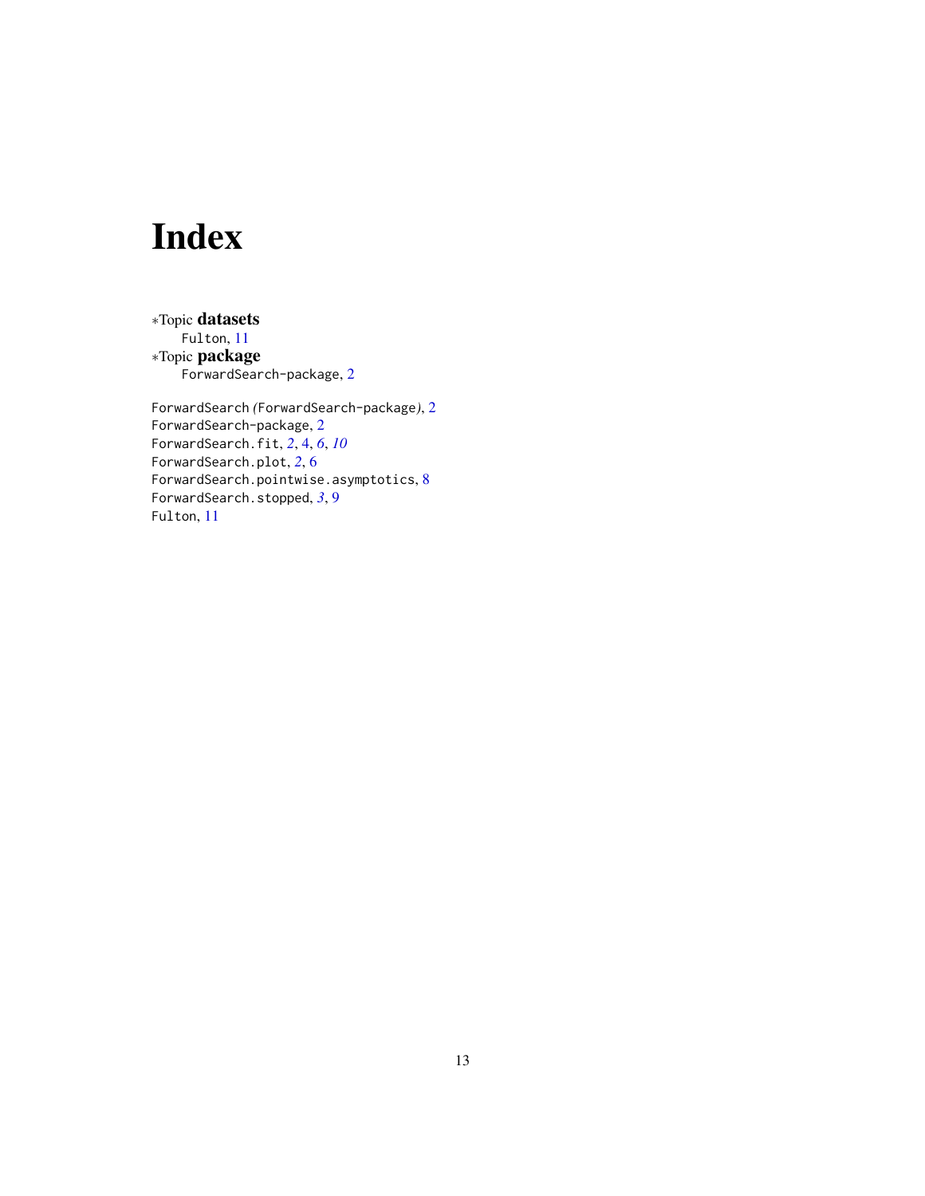# Index

*Topic **datasets**
    Fulton, 11
*Topic **package**
    ForwardSearch-package, 2

ForwardSearch *(*ForwardSearch-package*)*, 2
ForwardSearch-package, 2
ForwardSearch.fit, *2*, 4, *6*, *10*
ForwardSearch.plot, *2*, 6
ForwardSearch.pointwise.asymptotics, 8
ForwardSearch.stopped, *3*, 9
Fulton, 11